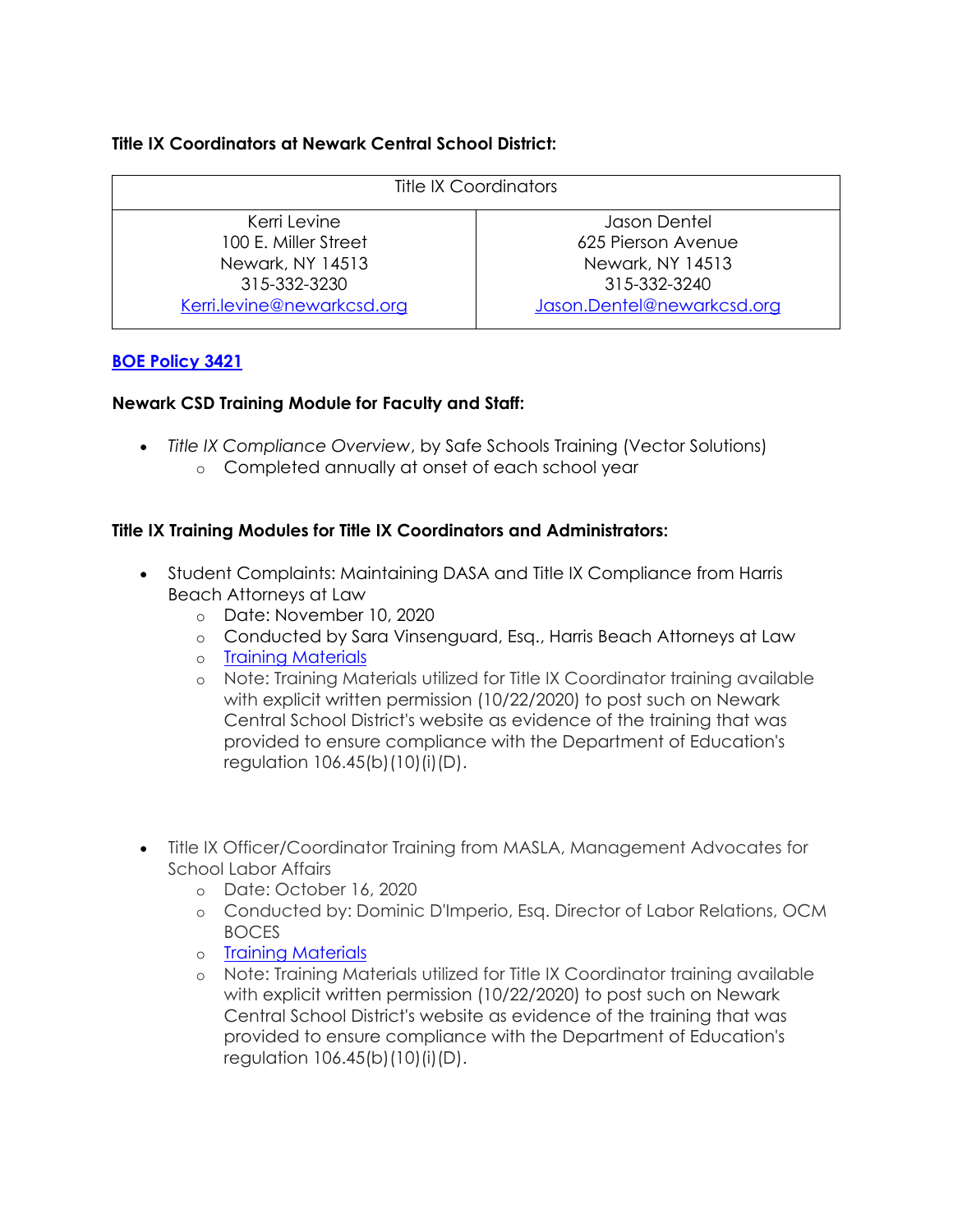**Title IX Coordinators at Newark Central School District:**

| Title IX Coordinators | |
| --- | --- |
| Kerri Levine<br>100 E. Miller Street<br>Newark, NY 14513<br>315-332-3230<br>Kerri.levine@newarkcsd.org | Jason Dentel<br>625 Pierson Avenue<br>Newark, NY 14513<br>315-332-3240<br>Jason.Dentel@newarkcsd.org |

**BOE Policy 3421**

**Newark CSD Training Module for Faculty and Staff:**

- *Title IX Compliance Overview*, by Safe Schools Training (Vector Solutions)
  - Completed annually at onset of each school year

**Title IX Training Modules for Title IX Coordinators and Administrators:**

- Student Complaints: Maintaining DASA and Title IX Compliance from Harris Beach Attorneys at Law
  - Date: November 10, 2020
  - Conducted by Sara Vinsenguard, Esq., Harris Beach Attorneys at Law
  - Training Materials
  - Note: Training Materials utilized for Title IX Coordinator training available with explicit written permission (10/22/2020) to post such on Newark Central School District's website as evidence of the training that was provided to ensure compliance with the Department of Education's regulation 106.45(b)(10)(i)(D).

- Title IX Officer/Coordinator Training from MASLA, Management Advocates for School Labor Affairs
  - Date: October 16, 2020
  - Conducted by: Dominic D'Imperio, Esq. Director of Labor Relations, OCM BOCES
  - Training Materials
  - Note: Training Materials utilized for Title IX Coordinator training available with explicit written permission (10/22/2020) to post such on Newark Central School District's website as evidence of the training that was provided to ensure compliance with the Department of Education's regulation 106.45(b)(10)(i)(D).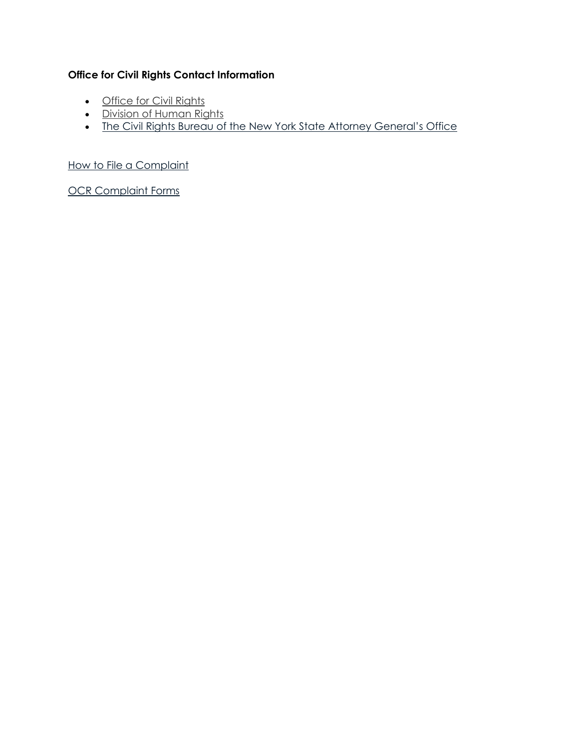**Office for Civil Rights Contact Information**

- Office for Civil Rights
- Division of Human Rights
- The Civil Rights Bureau of the New York State Attorney General's Office

How to File a Complaint

OCR Complaint Forms